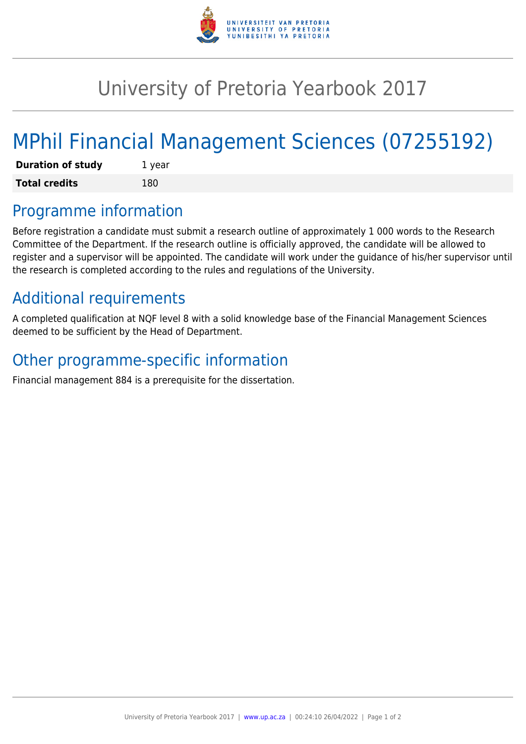# University of Pretoria Yearbook 2017

# MPhil Financial Management Sciences (07255192)

| | |
|---|---|
| **Duration of study** | 1 year |
| **Total credits** | 180 |

## Programme information

Before registration a candidate must submit a research outline of approximately 1 000 words to the Research Committee of the Department. If the research outline is officially approved, the candidate will be allowed to register and a supervisor will be appointed. The candidate will work under the guidance of his/her supervisor until the research is completed according to the rules and regulations of the University.

## Additional requirements

A completed qualification at NQF level 8 with a solid knowledge base of the Financial Management Sciences deemed to be sufficient by the Head of Department.

## Other programme-specific information

Financial management 884 is a prerequisite for the dissertation.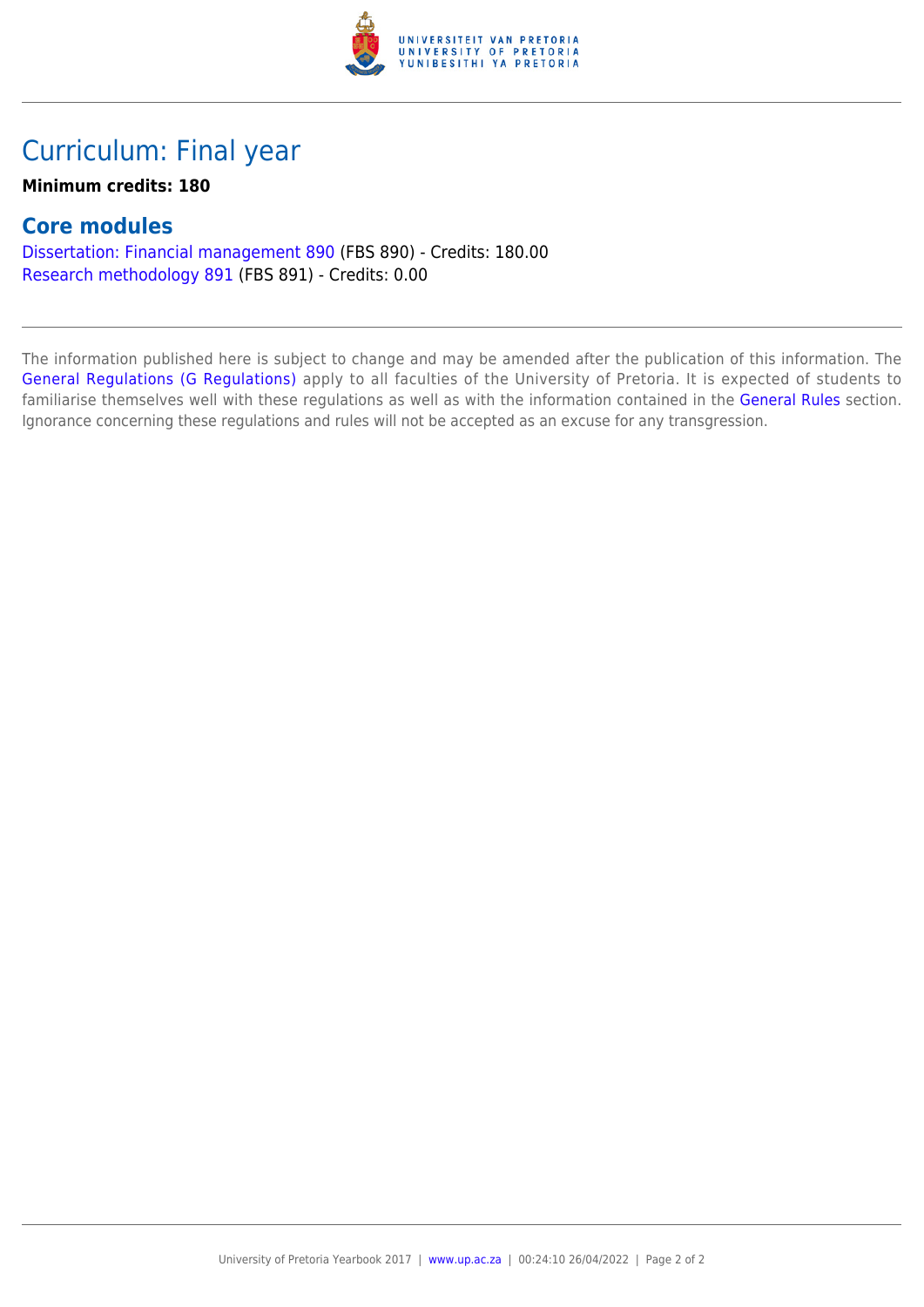# Curriculum: Final year

**Minimum credits: 180**

## Core modules

Dissertation: Financial management 890 (FBS 890) - Credits: 180.00
Research methodology 891 (FBS 891) - Credits: 0.00

The information published here is subject to change and may be amended after the publication of this information. The General Regulations (G Regulations) apply to all faculties of the University of Pretoria. It is expected of students to familiarise themselves well with these regulations as well as with the information contained in the General Rules section. Ignorance concerning these regulations and rules will not be accepted as an excuse for any transgression.